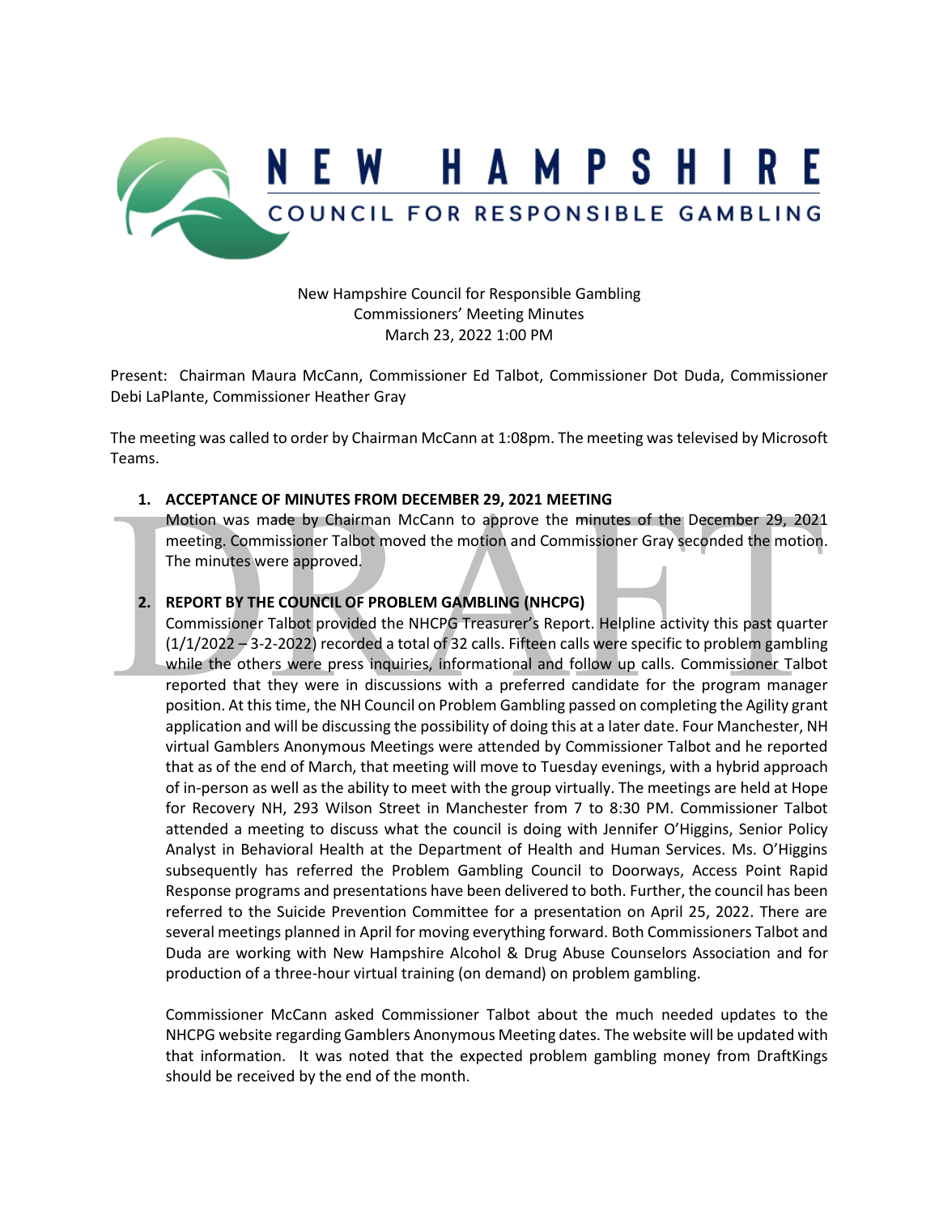# NEW HAMPSHIRE
## COUNCIL FOR RESPONSIBLE GAMBLING

New Hampshire Council for Responsible Gambling
Commissioners' Meeting Minutes
March 23, 2022 1:00 PM

Present: Chairman Maura McCann, Commissioner Ed Talbot, Commissioner Dot Duda, Commissioner Debi LaPlante, Commissioner Heather Gray

The meeting was called to order by Chairman McCann at 1:08pm. The meeting was televised by Microsoft Teams.

1. **ACCEPTANCE OF MINUTES FROM DECEMBER 29, 2021 MEETING**

   Motion was made by Chairman McCann to approve the minutes of the December 29, 2021 meeting. Commissioner Talbot moved the motion and Commissioner Gray seconded the motion. The minutes were approved.

2. **REPORT BY THE COUNCIL OF PROBLEM GAMBLING (NHCPG)**

   Commissioner Talbot provided the NHCPG Treasurer's Report. Helpline activity this past quarter (1/1/2022 – 3-2-2022) recorded a total of 32 calls. Fifteen calls were specific to problem gambling while the others were press inquiries, informational and follow up calls. Commissioner Talbot reported that they were in discussions with a preferred candidate for the program manager position. At this time, the NH Council on Problem Gambling passed on completing the Agility grant application and will be discussing the possibility of doing this at a later date. Four Manchester, NH virtual Gamblers Anonymous Meetings were attended by Commissioner Talbot and he reported that as of the end of March, that meeting will move to Tuesday evenings, with a hybrid approach of in-person as well as the ability to meet with the group virtually. The meetings are held at Hope for Recovery NH, 293 Wilson Street in Manchester from 7 to 8:30 PM. Commissioner Talbot attended a meeting to discuss what the council is doing with Jennifer O'Higgins, Senior Policy Analyst in Behavioral Health at the Department of Health and Human Services. Ms. O'Higgins subsequently has referred the Problem Gambling Council to Doorways, Access Point Rapid Response programs and presentations have been delivered to both. Further, the council has been referred to the Suicide Prevention Committee for a presentation on April 25, 2022. There are several meetings planned in April for moving everything forward. Both Commissioners Talbot and Duda are working with New Hampshire Alcohol & Drug Abuse Counselors Association and for production of a three-hour virtual training (on demand) on problem gambling.

   Commissioner McCann asked Commissioner Talbot about the much needed updates to the NHCPG website regarding Gamblers Anonymous Meeting dates. The website will be updated with that information. It was noted that the expected problem gambling money from DraftKings should be received by the end of the month.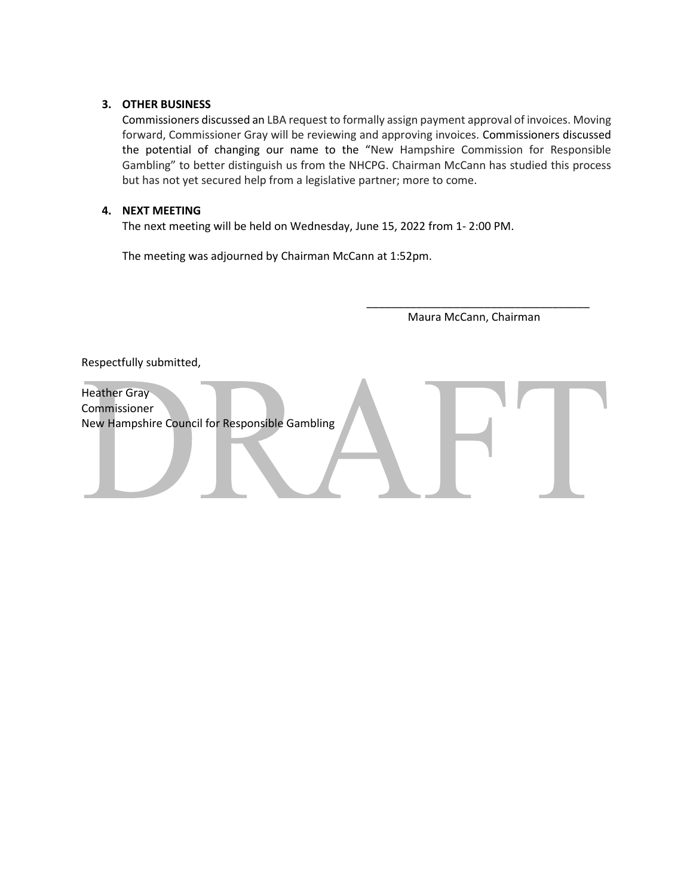3. **OTHER BUSINESS**

   Commissioners discussed an LBA request to formally assign payment approval of invoices. Moving forward, Commissioner Gray will be reviewing and approving invoices. Commissioners discussed the potential of changing our name to the "New Hampshire Commission for Responsible Gambling" to better distinguish us from the NHCPG. Chairman McCann has studied this process but has not yet secured help from a legislative partner; more to come.

4. **NEXT MEETING**

   The next meeting will be held on Wednesday, June 15, 2022 from 1- 2:00 PM.

   The meeting was adjourned by Chairman McCann at 1:52pm.

_____________________________________

Maura McCann, Chairman

Respectfully submitted,

Heather Gray
Commissioner
New Hampshire Council for Responsible Gambling

DRAFT